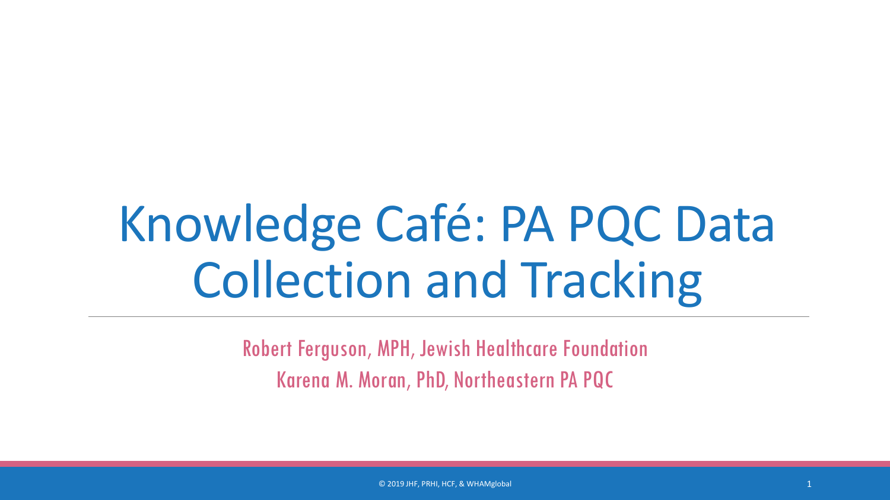# Knowledge Café: PA PQC Data Collection and Tracking

Robert Ferguson, MPH, Jewish Healthcare Foundation

Karena M. Moran, PhD, Northeastern PA PQC

© 2019 JHF, PRHI, HCF, & WHAMglobal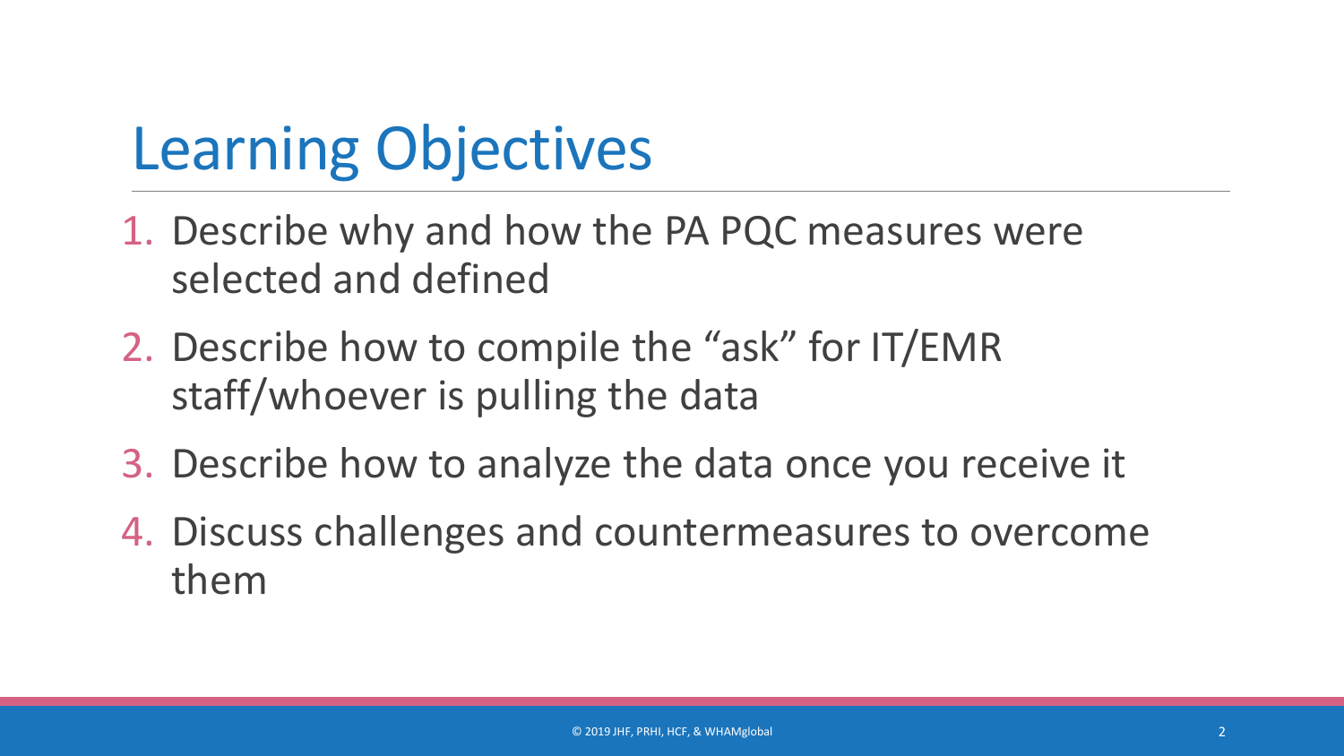# Learning Objectives

1. Describe why and how the PA PQC measures were selected and defined
2. Describe how to compile the "ask" for IT/EMR staff/whoever is pulling the data
3. Describe how to analyze the data once you receive it
4. Discuss challenges and countermeasures to overcome them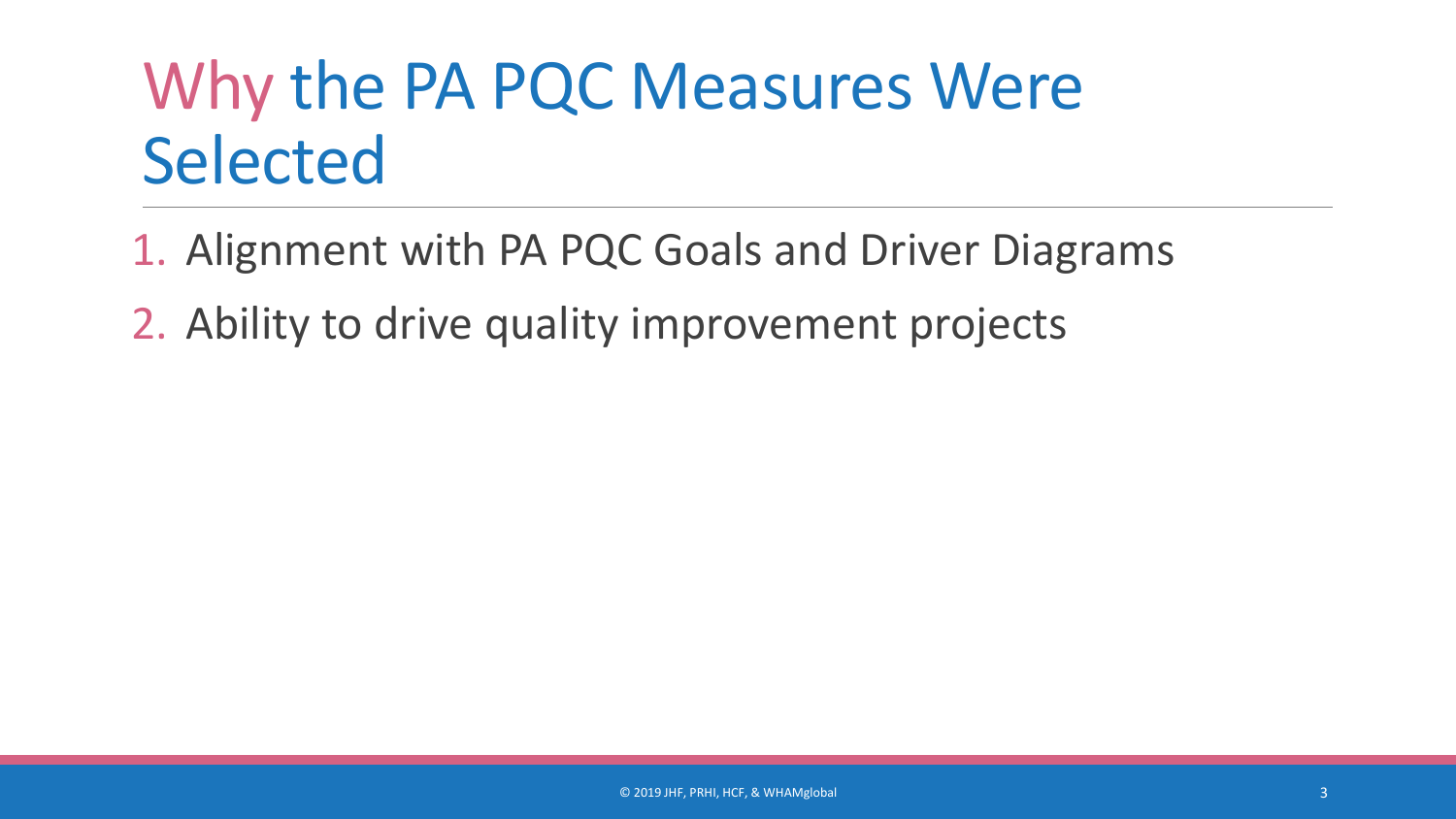# Why the PA PQC Measures Were Selected

1. Alignment with PA PQC Goals and Driver Diagrams
2. Ability to drive quality improvement projects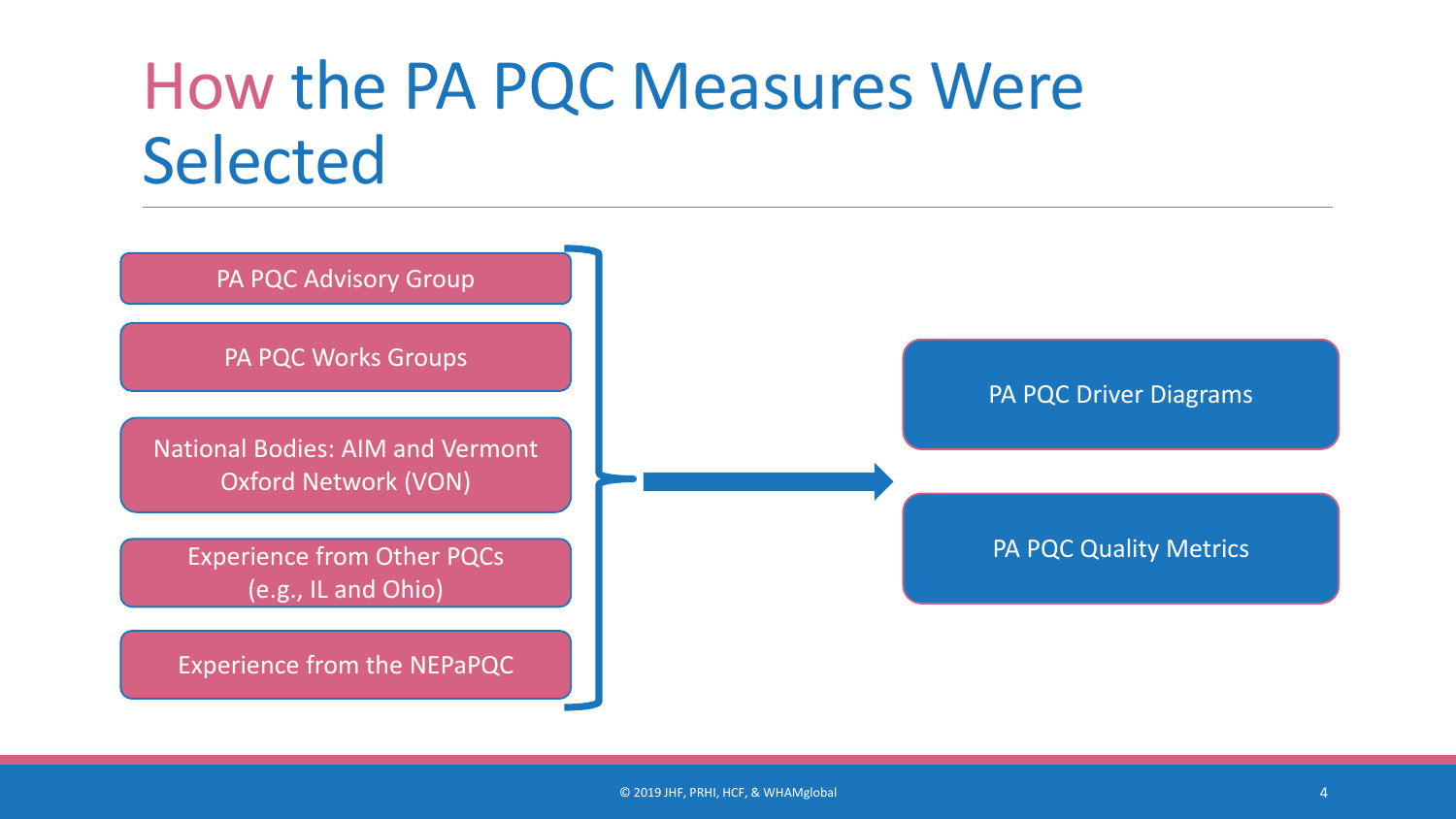# How the PA PQC Measures Were Selected

- PA PQC Advisory Group
- PA PQC Works Groups
- National Bodies: AIM and Vermont Oxford Network (VON)
- Experience from Other PQCs (e.g., IL and Ohio)
- Experience from the NEPaPQC

→

- PA PQC Driver Diagrams
- PA PQC Quality Metrics

© 2019 JHF, PRHI, HCF, & WHAMglobal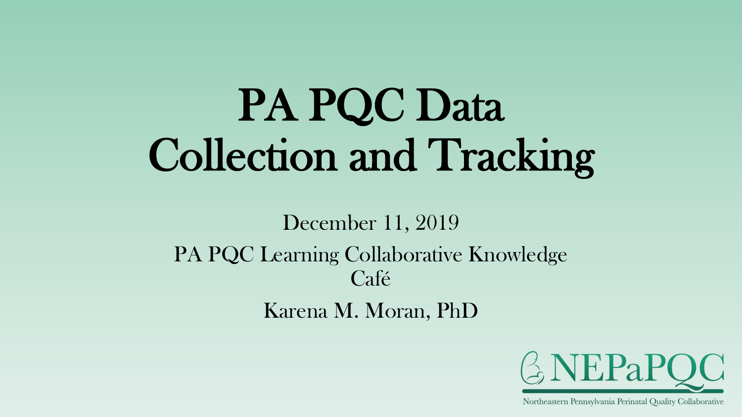# PA PQC Data Collection and Tracking

December 11, 2019

PA PQC Learning Collaborative Knowledge Café

Karena M. Moran, PhD

NEPaPQC

Northeastern Pennsylvania Perinatal Quality Collaborative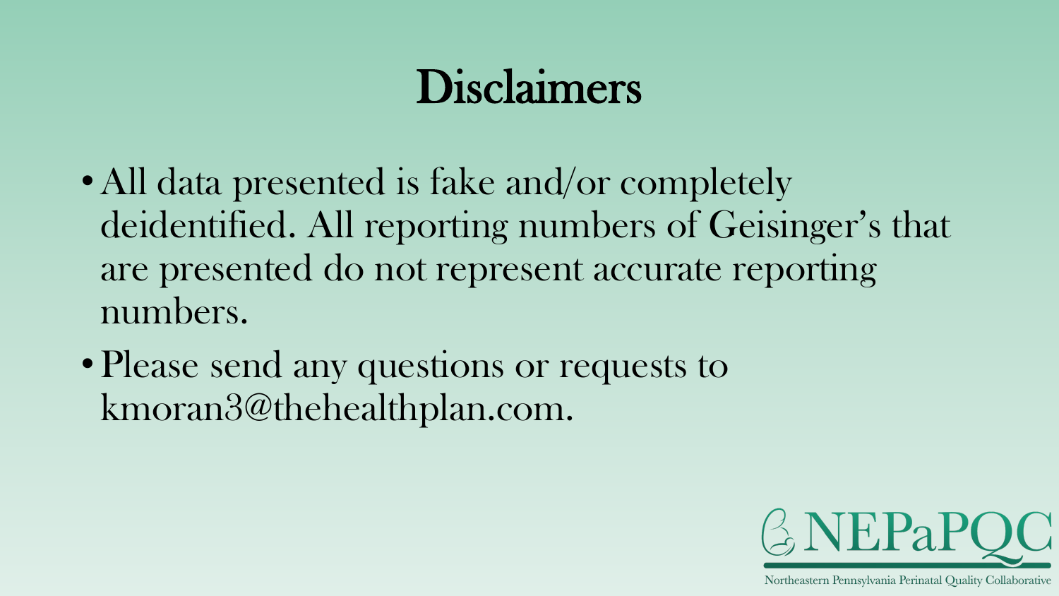# Disclaimers

- All data presented is fake and/or completely deidentified. All reporting numbers of Geisinger's that are presented do not represent accurate reporting numbers.
- Please send any questions or requests to kmoran3@thehealthplan.com.

NEPaPQC

Northeastern Pennsylvania Perinatal Quality Collaborative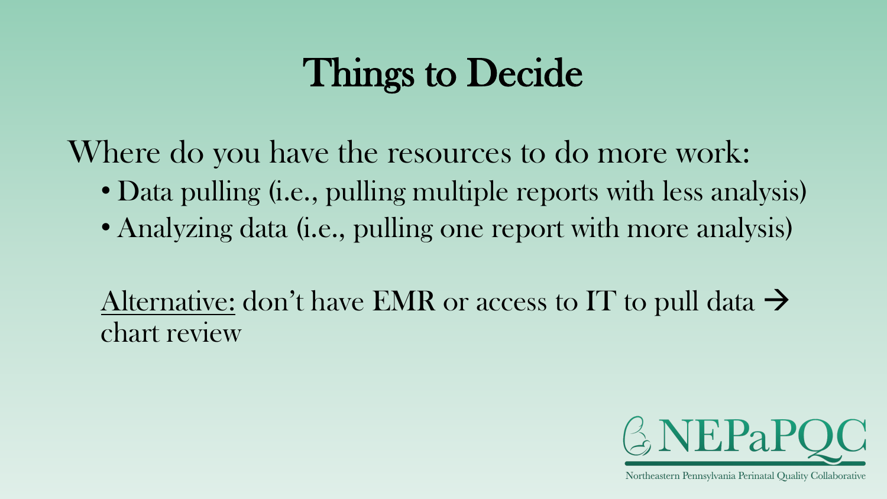# Things to Decide

Where do you have the resources to do more work:

- Data pulling (i.e., pulling multiple reports with less analysis)
- Analyzing data (i.e., pulling one report with more analysis)

Alternative: don't have EMR or access to IT to pull data → chart review

NEPaPQC

Northeastern Pennsylvania Perinatal Quality Collaborative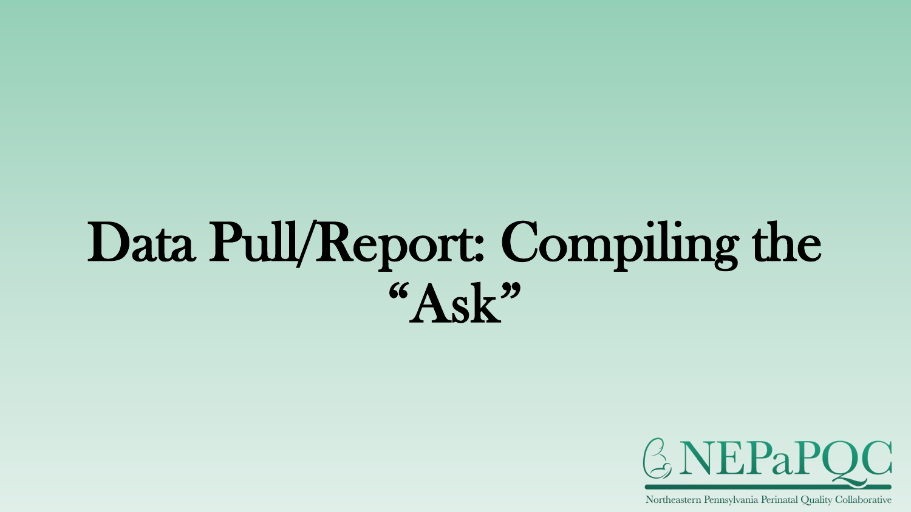# Data Pull/Report: Compiling the "Ask"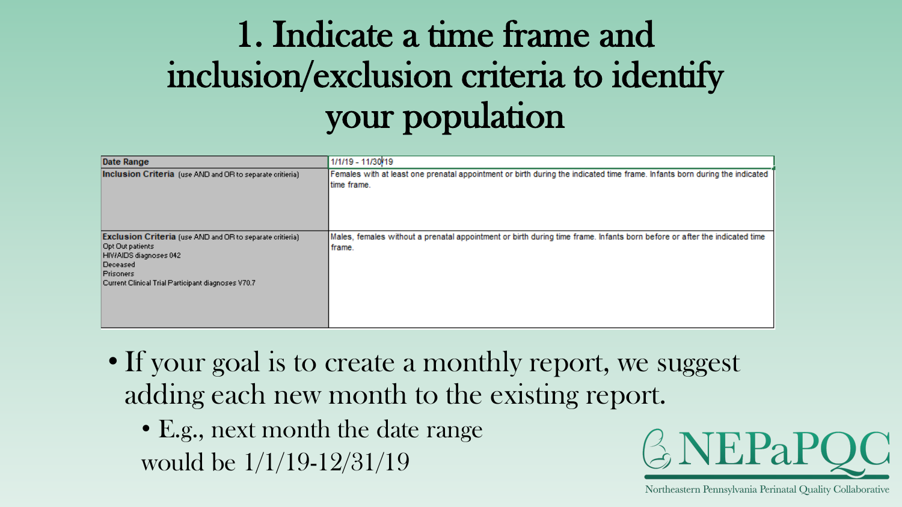# 1. Indicate a time frame and inclusion/exclusion criteria to identify your population

| | |
|---|---|
| **Date Range** | 1/1/19 - 11/30/19 |
| **Inclusion Criteria** (use AND and OR to separate critieria) | Females with at least one prenatal appointment or birth during the indicated time frame. Infants born during the indicated time frame. |
| **Exclusion Criteria** (use AND and OR to separate critieria)<br>Opt Out patients<br>HIV/AIDS diagnoses 042<br>Deceased<br>Prisoners<br>Current Clinical Trial Participant diagnoses V70.7 | Males, females without a prenatal appointment or birth during time frame. Infants born before or after the indicated time frame. |

- If your goal is to create a monthly report, we suggest adding each new month to the existing report.
  - E.g., next month the date range would be 1/1/19-12/31/19

NEPaPQC

Northeastern Pennsylvania Perinatal Quality Collaborative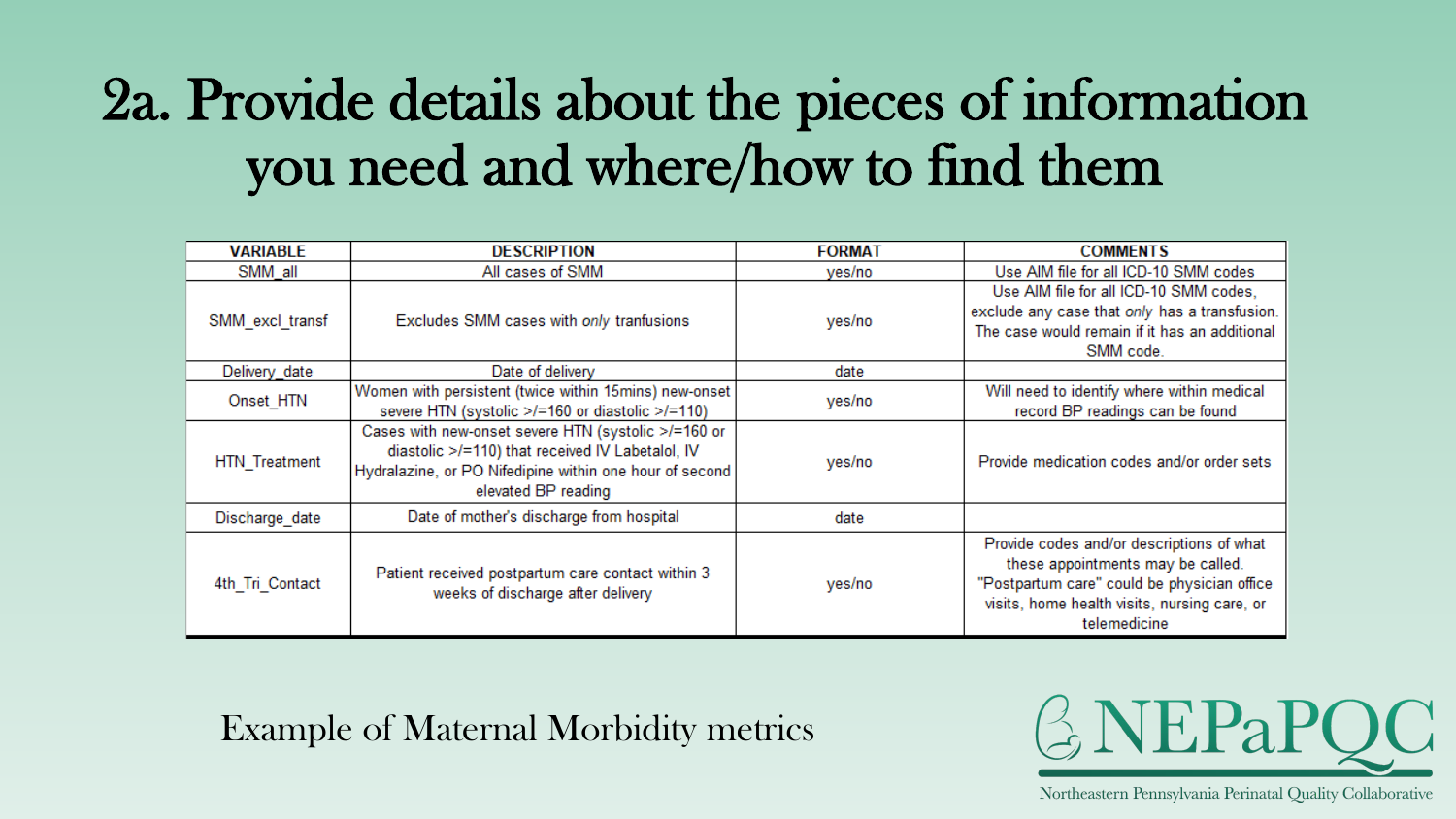# 2a. Provide details about the pieces of information you need and where/how to find them

| VARIABLE | DESCRIPTION | FORMAT | COMMENTS |
|---|---|---|---|
| SMM_all | All cases of SMM | yes/no | Use AIM file for all ICD-10 SMM codes |
| SMM_excl_transf | Excludes SMM cases with *only* tranfusions | yes/no | Use AIM file for all ICD-10 SMM codes, exclude any case that *only* has a transfusion. The case would remain if it has an additional SMM code. |
| Delivery_date | Date of delivery | date | |
| Onset_HTN | Women with persistent (twice within 15mins) new-onset severe HTN (systolic >/=160 or diastolic >/=110) | yes/no | Will need to identify where within medical record BP readings can be found |
| HTN_Treatment | Cases with new-onset severe HTN (systolic >/=160 or diastolic >/=110) that received IV Labetalol, IV Hydralazine, or PO Nifedipine within one hour of second elevated BP reading | yes/no | Provide medication codes and/or order sets |
| Discharge_date | Date of mother's discharge from hospital | date | |
| 4th_Tri_Contact | Patient received postpartum care contact within 3 weeks of discharge after delivery | yes/no | Provide codes and/or descriptions of what these appointments may be called. "Postpartum care" could be physician office visits, home health visits, nursing care, or telemedicine |

Example of Maternal Morbidity metrics

NEPaPQC

Northeastern Pennsylvania Perinatal Quality Collaborative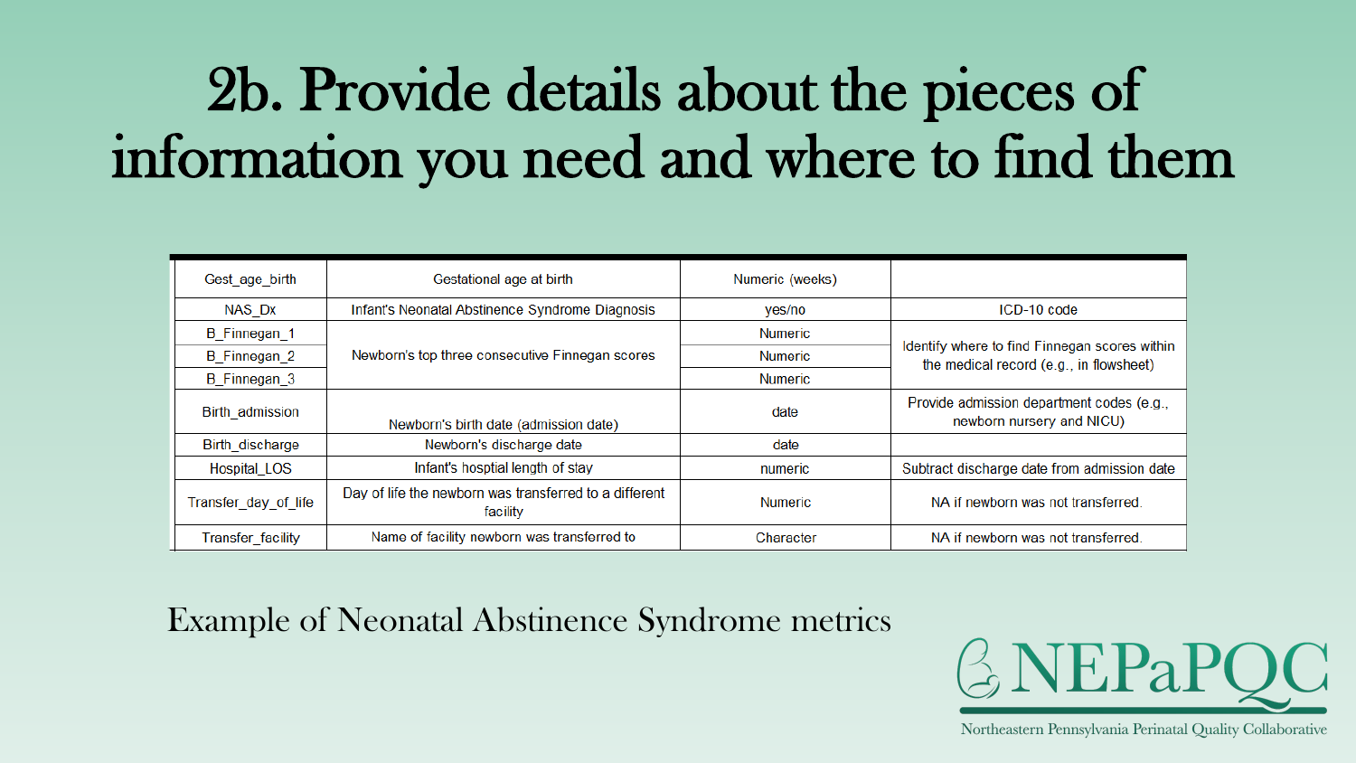# 2b. Provide details about the pieces of information you need and where to find them

| Gest_age_birth | Gestational age at birth | Numeric (weeks) | |
|---|---|---|---|
| NAS_Dx | Infant's Neonatal Abstinence Syndrome Diagnosis | yes/no | ICD-10 code |
| B_Finnegan_1 | Newborn's top three consecutive Finnegan scores | Numeric | Identify where to find Finnegan scores within the medical record (e.g., in flowsheet) |
| B_Finnegan_2 | | Numeric | |
| B_Finnegan_3 | | Numeric | |
| Birth_admission | Newborn's birth date (admission date) | date | Provide admission department codes (e.g., newborn nursery and NICU) |
| Birth_discharge | Newborn's discharge date | date | |
| Hospital_LOS | Infant's hosptial length of stay | numeric | Subtract discharge date from admission date |
| Transfer_day_of_life | Day of life the newborn was transferred to a different facility | Numeric | NA if newborn was not transferred. |
| Transfer_facility | Name of facility newborn was transferred to | Character | NA if newborn was not transferred. |

Example of Neonatal Abstinence Syndrome metrics

NEPaPQC
Northeastern Pennsylvania Perinatal Quality Collaborative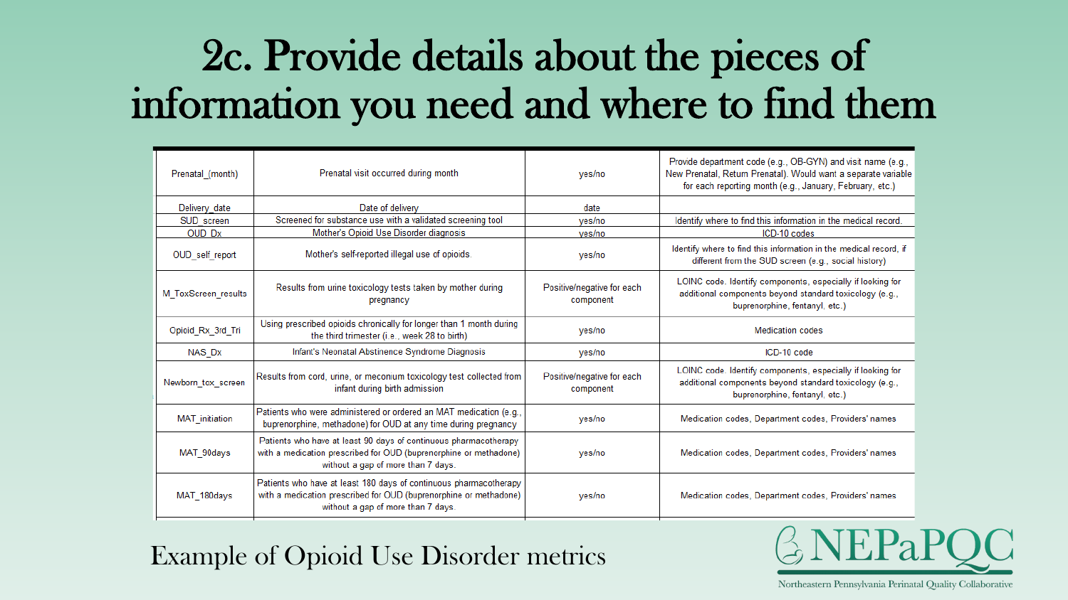# 2c. Provide details about the pieces of information you need and where to find them

| | | | |
|---|---|---|---|
| Prenatal_(month) | Prenatal visit occurred during month | yes/no | Provide department code (e.g., OB-GYN) and visit name (e.g., New Prenatal, Return Prenatal). Would want a separate variable for each reporting month (e.g., January, February, etc.) |
| Delivery_date | Date of delivery | date | |
| SUD_screen | Screened for substance use with a validated screening tool | yes/no | Identify where to find this information in the medical record. |
| OUD_Dx | Mother's Opioid Use Disorder diagnosis | yes/no | ICD-10 codes |
| OUD_self_report | Mother's self-reported illegal use of opioids. | yes/no | Identify where to find this information in the medical record, if different from the SUD screen (e.g., social history) |
| M_ToxScreen_results | Results from urine toxicology tests taken by mother during pregnancy | Positive/negative for each component | LOINC code. Identify components, especially if looking for additional components beyond standard toxicology (e.g., buprenorphine, fentanyl, etc.) |
| Opioid_Rx_3rd_Tri | Using prescribed opioids chronically for longer than 1 month during the third trimester (i.e., week 28 to birth) | yes/no | Medication codes |
| NAS_Dx | Infant's Neonatal Abstinence Syndrome Diagnosis | yes/no | ICD-10 code |
| Newborn_tox_screen | Results from cord, urine, or meconium toxicology test collected from infant during birth admission | Positive/negative for each component | LOINC code. Identify components, especially if looking for additional components beyond standard toxicology (e.g., buprenorphine, fentanyl, etc.) |
| MAT_initiation | Patients who were administered or ordered an MAT medication (e.g., buprenorphine, methadone) for OUD at any time during pregnancy | yes/no | Medication codes, Department codes, Providers' names |
| MAT_90days | Patients who have at least 90 days of continuous pharmacotherapy with a medication prescribed for OUD (buprenorphine or methadone) without a gap of more than 7 days. | yes/no | Medication codes, Department codes, Providers' names |
| MAT_180days | Patients who have at least 180 days of continuous pharmacotherapy with a medication prescribed for OUD (buprenorphine or methadone) without a gap of more than 7 days. | yes/no | Medication codes, Department codes, Providers' names |

Example of Opioid Use Disorder metrics

NEPaPQC

Northeastern Pennsylvania Perinatal Quality Collaborative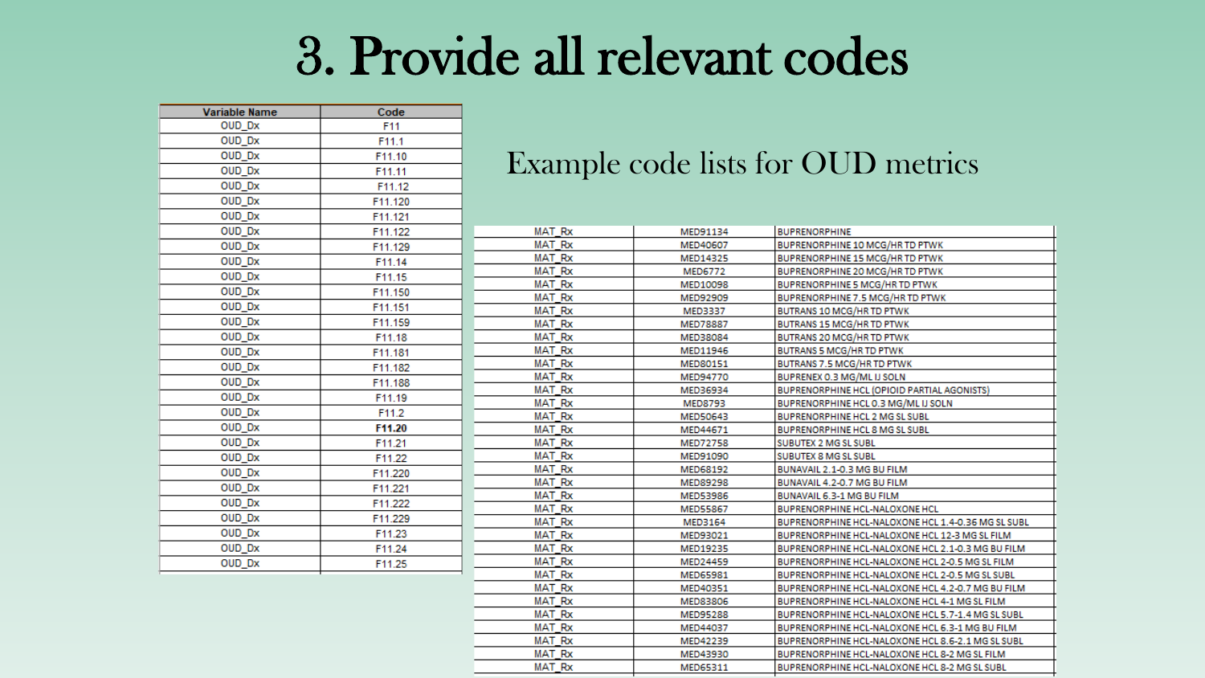# 3. Provide all relevant codes

Example code lists for OUD metrics

| Variable Name | Code |
|---|---|
| OUD_Dx | F11 |
| OUD_Dx | F11.1 |
| OUD_Dx | F11.10 |
| OUD_Dx | F11.11 |
| OUD_Dx | F11.12 |
| OUD_Dx | F11.120 |
| OUD_Dx | F11.121 |
| OUD_Dx | F11.122 |
| OUD_Dx | F11.129 |
| OUD_Dx | F11.14 |
| OUD_Dx | F11.15 |
| OUD_Dx | F11.150 |
| OUD_Dx | F11.151 |
| OUD_Dx | F11.159 |
| OUD_Dx | F11.18 |
| OUD_Dx | F11.181 |
| OUD_Dx | F11.182 |
| OUD_Dx | F11.188 |
| OUD_Dx | F11.19 |
| OUD_Dx | F11.2 |
| OUD_Dx | **F11.20** |
| OUD_Dx | F11.21 |
| OUD_Dx | F11.22 |
| OUD_Dx | F11.220 |
| OUD_Dx | F11.221 |
| OUD_Dx | F11.222 |
| OUD_Dx | F11.229 |
| OUD_Dx | F11.23 |
| OUD_Dx | F11.24 |
| OUD_Dx | F11.25 |

| | | |
|---|---|---|
| MAT_Rx | MED91134 | BUPRENORPHINE |
| MAT_Rx | MED40607 | BUPRENORPHINE 10 MCG/HR TD PTWK |
| MAT_Rx | MED14325 | BUPRENORPHINE 15 MCG/HR TD PTWK |
| MAT_Rx | MED6772 | BUPRENORPHINE 20 MCG/HR TD PTWK |
| MAT_Rx | MED10098 | BUPRENORPHINE 5 MCG/HR TD PTWK |
| MAT_Rx | MED92909 | BUPRENORPHINE 7.5 MCG/HR TD PTWK |
| MAT_Rx | MED3337 | BUTRANS 10 MCG/HR TD PTWK |
| MAT_Rx | MED78887 | BUTRANS 15 MCG/HR TD PTWK |
| MAT_Rx | MED38084 | BUTRANS 20 MCG/HR TD PTWK |
| MAT_Rx | MED11946 | BUTRANS 5 MCG/HR TD PTWK |
| MAT_Rx | MED80151 | BUTRANS 7.5 MCG/HR TD PTWK |
| MAT_Rx | MED94770 | BUPRENEX 0.3 MG/ML IJ SOLN |
| MAT_Rx | MED36934 | BUPRENORPHINE HCL (OPIOID PARTIAL AGONISTS) |
| MAT_Rx | MED8793 | BUPRENORPHINE HCL 0.3 MG/ML IJ SOLN |
| MAT_Rx | MED50643 | BUPRENORPHINE HCL 2 MG SL SUBL |
| MAT_Rx | MED44671 | BUPRENORPHINE HCL 8 MG SL SUBL |
| MAT_Rx | MED72758 | SUBUTEX 2 MG SL SUBL |
| MAT_Rx | MED91090 | SUBUTEX 8 MG SL SUBL |
| MAT_Rx | MED68192 | BUNAVAIL 2.1-0.3 MG BU FILM |
| MAT_Rx | MED89298 | BUNAVAIL 4.2-0.7 MG BU FILM |
| MAT_Rx | MED53986 | BUNAVAIL 6.3-1 MG BU FILM |
| MAT_Rx | MED55867 | BUPRENORPHINE HCL-NALOXONE HCL |
| MAT_Rx | MED3164 | BUPRENORPHINE HCL-NALOXONE HCL 1.4-0.36 MG SL SUBL |
| MAT_Rx | MED93021 | BUPRENORPHINE HCL-NALOXONE HCL 12-3 MG SL FILM |
| MAT_Rx | MED19235 | BUPRENORPHINE HCL-NALOXONE HCL 2.1-0.3 MG BU FILM |
| MAT_Rx | MED24459 | BUPRENORPHINE HCL-NALOXONE HCL 2-0.5 MG SL FILM |
| MAT_Rx | MED65981 | BUPRENORPHINE HCL-NALOXONE HCL 2-0.5 MG SL SUBL |
| MAT_Rx | MED40351 | BUPRENORPHINE HCL-NALOXONE HCL 4.2-0.7 MG BU FILM |
| MAT_Rx | MED83806 | BUPRENORPHINE HCL-NALOXONE HCL 4-1 MG SL FILM |
| MAT_Rx | MED95288 | BUPRENORPHINE HCL-NALOXONE HCL 5.7-1.4 MG SL SUBL |
| MAT_Rx | MED44037 | BUPRENORPHINE HCL-NALOXONE HCL 6.3-1 MG BU FILM |
| MAT_Rx | MED42239 | BUPRENORPHINE HCL-NALOXONE HCL 8.6-2.1 MG SL SUBL |
| MAT_Rx | MED43930 | BUPRENORPHINE HCL-NALOXONE HCL 8-2 MG SL FILM |
| MAT_Rx | MED65311 | BUPRENORPHINE HCL-NALOXONE HCL 8-2 MG SL SUBL |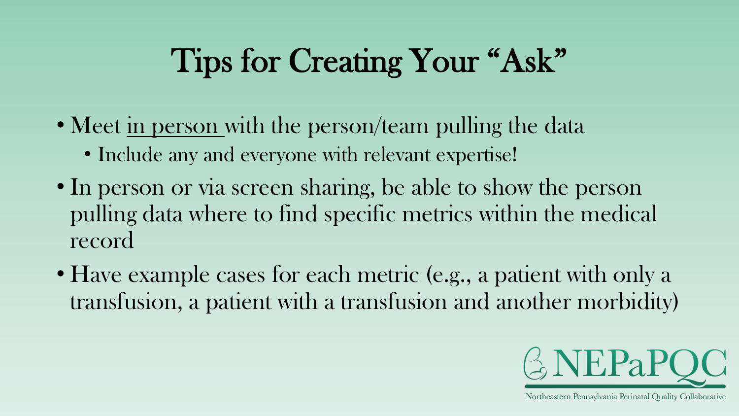# Tips for Creating Your "Ask"

- Meet <u>in person</u> with the person/team pulling the data
  - Include any and everyone with relevant expertise!
- In person or via screen sharing, be able to show the person pulling data where to find specific metrics within the medical record
- Have example cases for each metric (e.g., a patient with only a transfusion, a patient with a transfusion and another morbidity)

NEPaPQC

Northeastern Pennsylvania Perinatal Quality Collaborative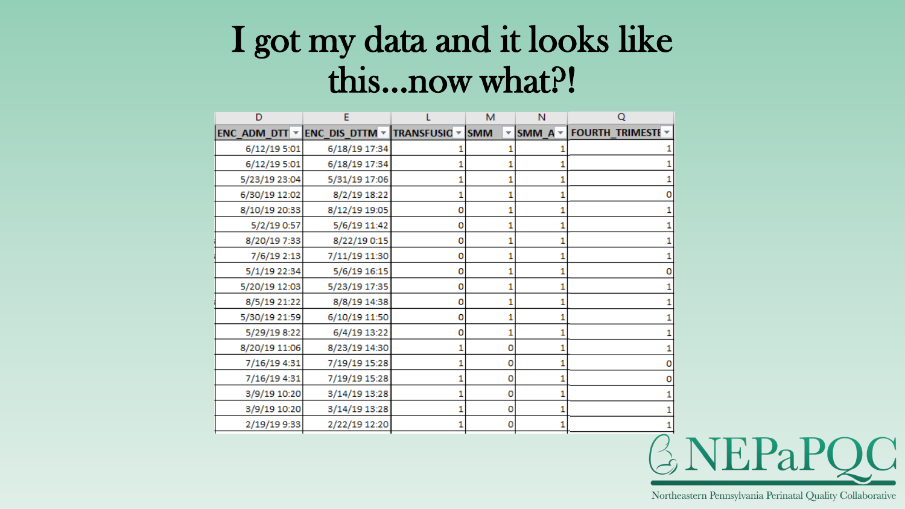# I got my data and it looks like this…now what?!

| D | E | L | M | N | Q |
|---|---|---|---|---|---|
| ENC_ADM_DTT | ENC_DIS_DTTM | TRANSFUSIO | SMM | SMM_A | FOURTH_TRIMESTE |
| 6/12/19 5:01 | 6/18/19 17:34 | 1 | 1 | 1 | 1 |
| 6/12/19 5:01 | 6/18/19 17:34 | 1 | 1 | 1 | 1 |
| 5/23/19 23:04 | 5/31/19 17:06 | 1 | 1 | 1 | 1 |
| 6/30/19 12:02 | 8/2/19 18:22 | 1 | 1 | 1 | 0 |
| 8/10/19 20:33 | 8/12/19 19:05 | 0 | 1 | 1 | 1 |
| 5/2/19 0:57 | 5/6/19 11:42 | 0 | 1 | 1 | 1 |
| 8/20/19 7:33 | 8/22/19 0:15 | 0 | 1 | 1 | 1 |
| 7/6/19 2:13 | 7/11/19 11:30 | 0 | 1 | 1 | 1 |
| 5/1/19 22:34 | 5/6/19 16:15 | 0 | 1 | 1 | 0 |
| 5/20/19 12:03 | 5/23/19 17:35 | 0 | 1 | 1 | 1 |
| 8/5/19 21:22 | 8/8/19 14:38 | 0 | 1 | 1 | 1 |
| 5/30/19 21:59 | 6/10/19 11:50 | 0 | 1 | 1 | 1 |
| 5/29/19 8:22 | 6/4/19 13:22 | 0 | 1 | 1 | 1 |
| 8/20/19 11:06 | 8/23/19 14:30 | 1 | 0 | 1 | 1 |
| 7/16/19 4:31 | 7/19/19 15:28 | 1 | 0 | 1 | 0 |
| 7/16/19 4:31 | 7/19/19 15:28 | 1 | 0 | 1 | 0 |
| 3/9/19 10:20 | 3/14/19 13:28 | 1 | 0 | 1 | 1 |
| 3/9/19 10:20 | 3/14/19 13:28 | 1 | 0 | 1 | 1 |
| 2/19/19 9:33 | 2/22/19 12:20 | 1 | 0 | 1 | 1 |

NEPaPQC

Northeastern Pennsylvania Perinatal Quality Collaborative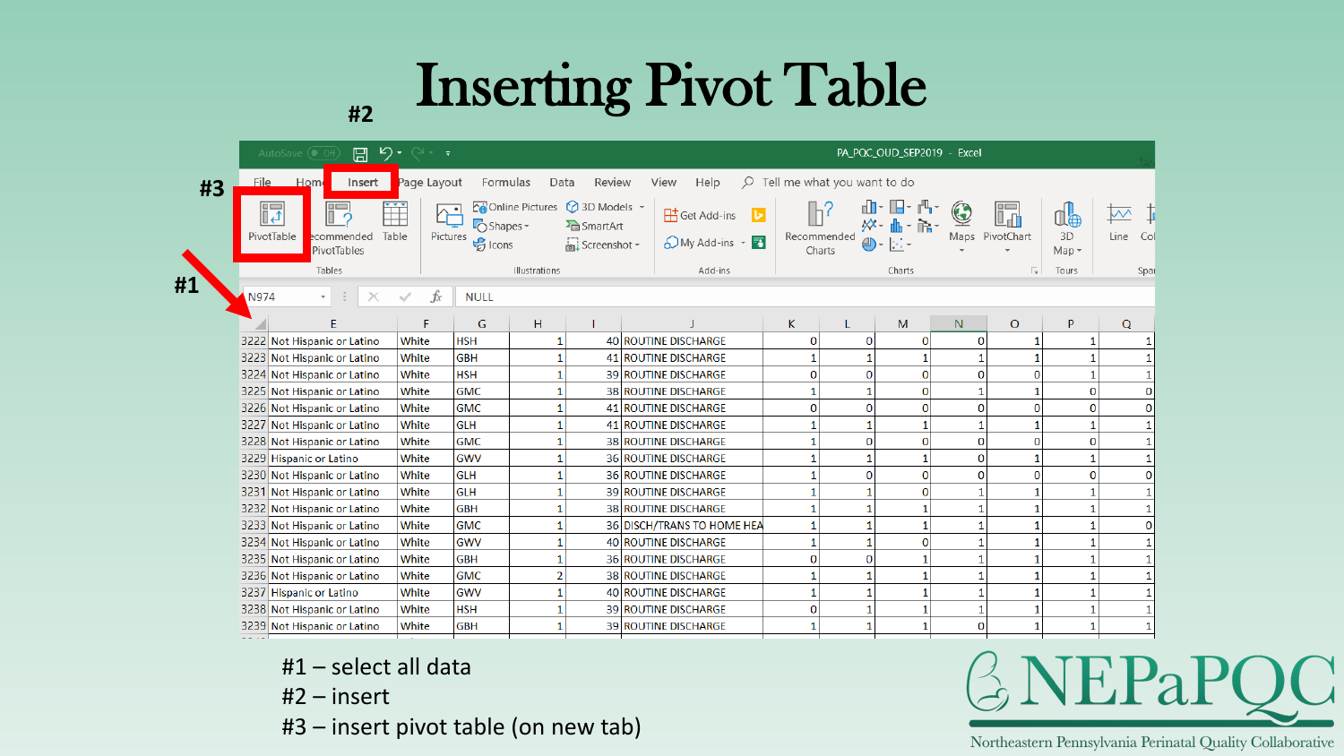# Inserting Pivot Table

#2

#3

#1

| | E | F | G | H | I | J | K | L | M | N | O | P | Q |
|---|---|---|---|---|---|---|---|---|---|---|---|---|---|
| 3222 | Not Hispanic or Latino | White | HSH | 1 | 40 | ROUTINE DISCHARGE | 0 | 0 | 0 | 0 | 1 | 1 | 1 |
| 3223 | Not Hispanic or Latino | White | GBH | 1 | 41 | ROUTINE DISCHARGE | 1 | 1 | 1 | 1 | 1 | 1 | 1 |
| 3224 | Not Hispanic or Latino | White | HSH | 1 | 39 | ROUTINE DISCHARGE | 0 | 0 | 0 | 0 | 0 | 1 | 1 |
| 3225 | Not Hispanic or Latino | White | GMC | 1 | 38 | ROUTINE DISCHARGE | 1 | 1 | 0 | 1 | 1 | 0 | 0 |
| 3226 | Not Hispanic or Latino | White | GMC | 1 | 41 | ROUTINE DISCHARGE | 0 | 0 | 0 | 0 | 0 | 0 | 0 |
| 3227 | Not Hispanic or Latino | White | GLH | 1 | 41 | ROUTINE DISCHARGE | 1 | 1 | 1 | 1 | 1 | 1 | 1 |
| 3228 | Not Hispanic or Latino | White | GMC | 1 | 38 | ROUTINE DISCHARGE | 1 | 0 | 0 | 0 | 0 | 0 | 1 |
| 3229 | Hispanic or Latino | White | GWV | 1 | 36 | ROUTINE DISCHARGE | 1 | 1 | 1 | 0 | 1 | 1 | 1 |
| 3230 | Not Hispanic or Latino | White | GLH | 1 | 36 | ROUTINE DISCHARGE | 1 | 0 | 0 | 0 | 0 | 0 | 0 |
| 3231 | Not Hispanic or Latino | White | GLH | 1 | 39 | ROUTINE DISCHARGE | 1 | 1 | 0 | 1 | 1 | 1 | 1 |
| 3232 | Not Hispanic or Latino | White | GBH | 1 | 38 | ROUTINE DISCHARGE | 1 | 1 | 1 | 1 | 1 | 1 | 1 |
| 3233 | Not Hispanic or Latino | White | GMC | 1 | 36 | DISCH/TRANS TO HOME HEA | 1 | 1 | 1 | 1 | 1 | 1 | 0 |
| 3234 | Not Hispanic or Latino | White | GWV | 1 | 40 | ROUTINE DISCHARGE | 1 | 1 | 0 | 1 | 1 | 1 | 1 |
| 3235 | Not Hispanic or Latino | White | GBH | 1 | 36 | ROUTINE DISCHARGE | 0 | 0 | 1 | 1 | 1 | 1 | 1 |
| 3236 | Not Hispanic or Latino | White | GMC | 2 | 38 | ROUTINE DISCHARGE | 1 | 1 | 1 | 1 | 1 | 1 | 1 |
| 3237 | Hispanic or Latino | White | GWV | 1 | 40 | ROUTINE DISCHARGE | 1 | 1 | 1 | 1 | 1 | 1 | 1 |
| 3238 | Not Hispanic or Latino | White | HSH | 1 | 39 | ROUTINE DISCHARGE | 0 | 1 | 1 | 1 | 1 | 1 | 1 |
| 3239 | Not Hispanic or Latino | White | GBH | 1 | 39 | ROUTINE DISCHARGE | 1 | 1 | 1 | 0 | 1 | 1 | 1 |

#1 – select all data

#2 – insert

#3 – insert pivot table (on new tab)

NEPaPQC

Northeastern Pennsylvania Perinatal Quality Collaborative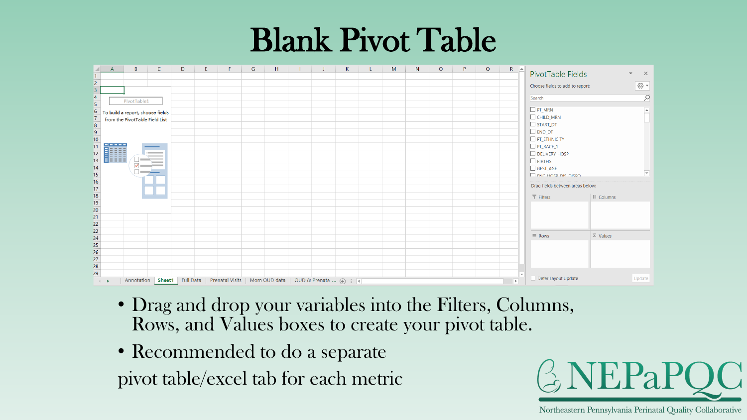# Blank Pivot Table

- Drag and drop your variables into the Filters, Columns, Rows, and Values boxes to create your pivot table.
- Recommended to do a separate

pivot table/excel tab for each metric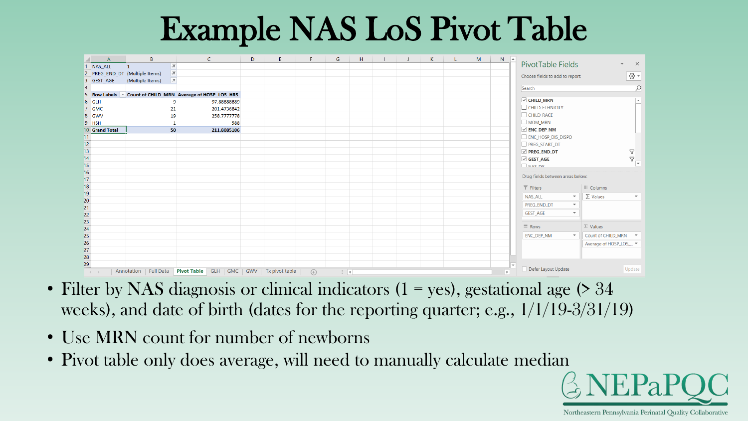# Example NAS LoS Pivot Table

| NAS_ALL | 1 | |
|---|---|---|
| PREG_END_DT | (Multiple Items) | |
| GEST_AGE | (Multiple Items) | |

| Row Labels | Count of CHILD_MRN | Average of HOSP_LOS_HRS |
|---|---|---|
| GLH | 9 | 97.88888889 |
| GMC | 21 | 201.4736842 |
| GWV | 19 | 258.7777778 |
| HSH | 1 | 588 |
| **Grand Total** | **50** | **211.8085106** |

PivotTable Fields

Choose fields to add to report:

- [x] CHILD_MRN
- [ ] CHILD_ETHNICITY
- [ ] CHILD_RACE
- [ ] MOM_MRN
- [x] ENC_DEP_NM
- [ ] ENC_HOSP_DIS_DISPO
- [ ] PREG_START_DT
- [x] PREG_END_DT
- [x] GEST_AGE

Drag fields between areas below:

- Filters: NAS_ALL, PREG_END_DT, GEST_AGE
- Columns: Σ Values
- Rows: ENC_DEP_NM
- Values: Count of CHILD_MRN, Average of HOSP_LOS_...

- Filter by NAS diagnosis or clinical indicators (1 = yes), gestational age (> 34 weeks), and date of birth (dates for the reporting quarter; e.g., 1/1/19-3/31/19)
- Use MRN count for number of newborns
- Pivot table only does average, will need to manually calculate median

NEPaPQC

Northeastern Pennsylvania Perinatal Quality Collaborative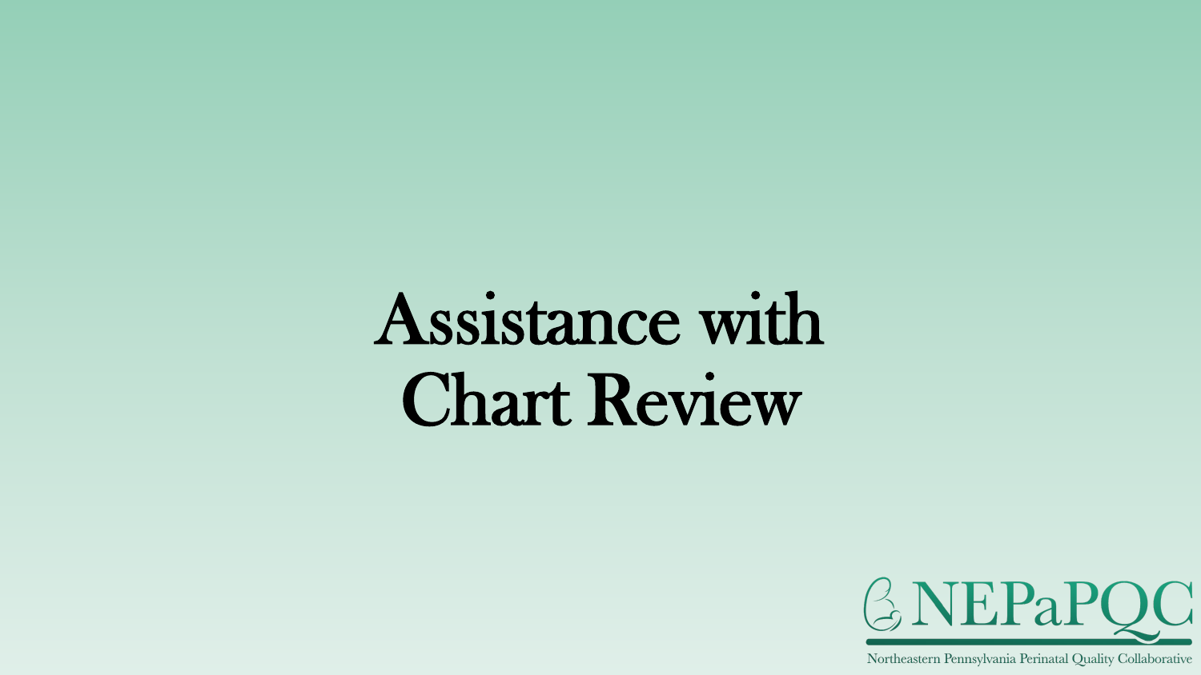# Assistance with Chart Review

NEPaPQC

Northeastern Pennsylvania Perinatal Quality Collaborative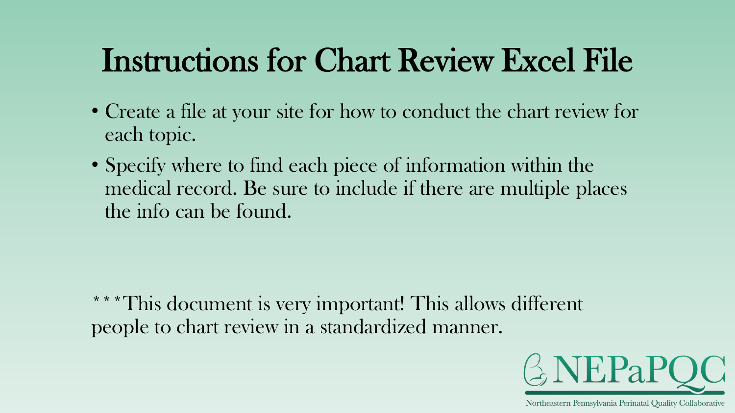# Instructions for Chart Review Excel File

- Create a file at your site for how to conduct the chart review for each topic.
- Specify where to find each piece of information within the medical record. Be sure to include if there are multiple places the info can be found.

***This document is very important! This allows different people to chart review in a standardized manner.

NEPaPQC

Northeastern Pennsylvania Perinatal Quality Collaborative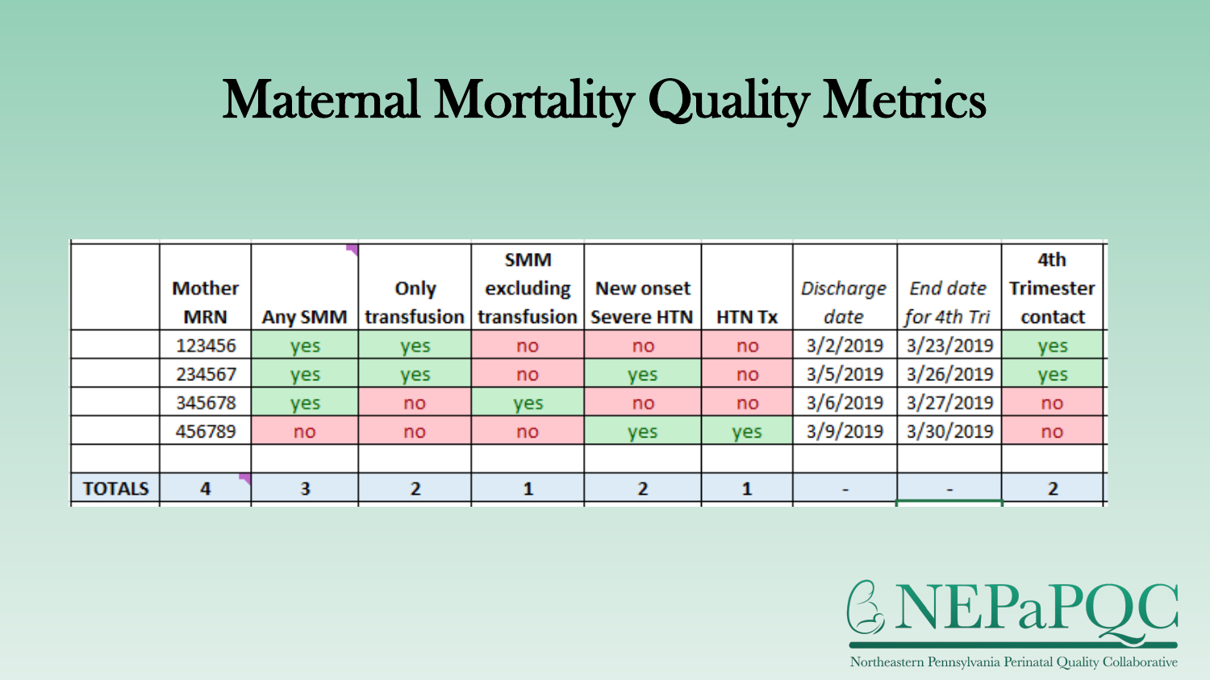# Maternal Mortality Quality Metrics

| | Mother MRN | Any SMM | Only transfusion | SMM excluding transfusion | New onset Severe HTN | HTN Tx | *Discharge date* | *End date for 4th Tri* | 4th Trimester contact |
|---|---|---|---|---|---|---|---|---|---|
| | 123456 | yes | yes | no | no | no | 3/2/2019 | 3/23/2019 | yes |
| | 234567 | yes | yes | no | yes | no | 3/5/2019 | 3/26/2019 | yes |
| | 345678 | yes | no | yes | no | no | 3/6/2019 | 3/27/2019 | no |
| | 456789 | no | no | no | yes | yes | 3/9/2019 | 3/30/2019 | no |
| | | | | | | | | | |
| **TOTALS** | **4** | **3** | **2** | **1** | **2** | **1** | **-** | **-** | **2** |

NEPaPQC

Northeastern Pennsylvania Perinatal Quality Collaborative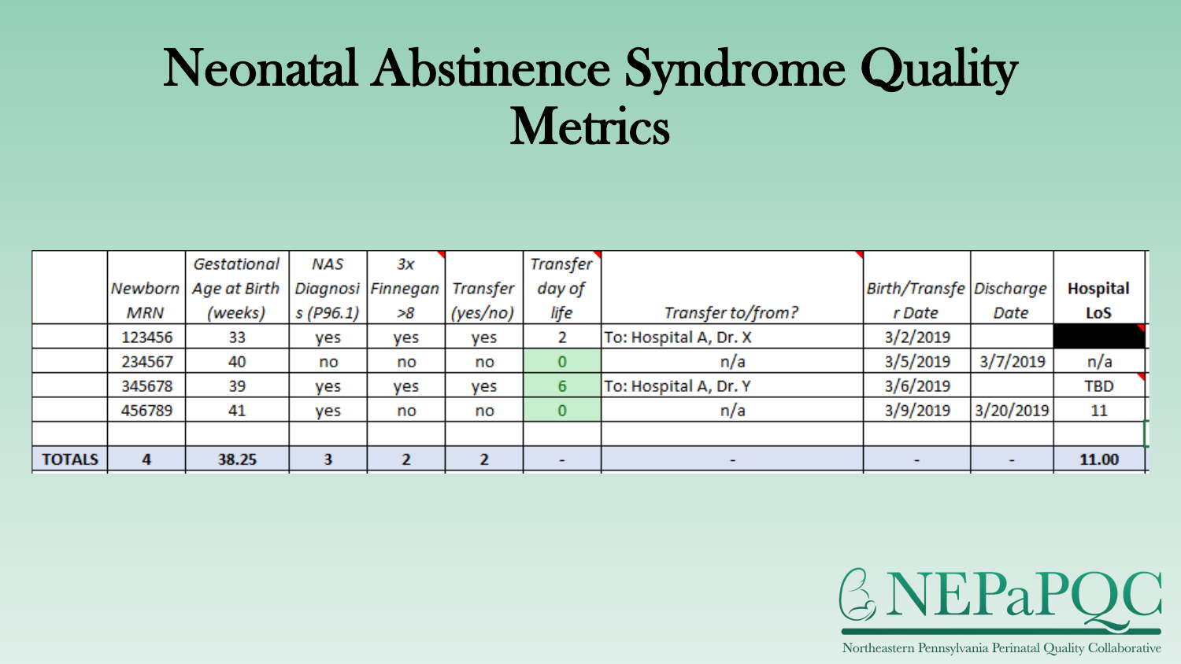# Neonatal Abstinence Syndrome Quality Metrics

| | Newborn MRN | Gestational Age at Birth (weeks) | NAS Diagnosis (P96.1) | 3x Finnegan >8 | Transfer (yes/no) | Transfer day of life | Transfer to/from? | Birth/Transfer Date | Discharge Date | Hospital LoS |
|---|---|---|---|---|---|---|---|---|---|---|
| | 123456 | 33 | yes | yes | yes | 2 | To: Hospital A, Dr. X | 3/2/2019 | | |
| | 234567 | 40 | no | no | no | 0 | n/a | 3/5/2019 | 3/7/2019 | n/a |
| | 345678 | 39 | yes | yes | yes | 6 | To: Hospital A, Dr. Y | 3/6/2019 | | TBD |
| | 456789 | 41 | yes | no | no | 0 | n/a | 3/9/2019 | 3/20/2019 | 11 |
| | | | | | | | | | | |
| **TOTALS** | **4** | **38.25** | **3** | **2** | **2** | **-** | **-** | **-** | **-** | **11.00** |

NEPaPQC

Northeastern Pennsylvania Perinatal Quality Collaborative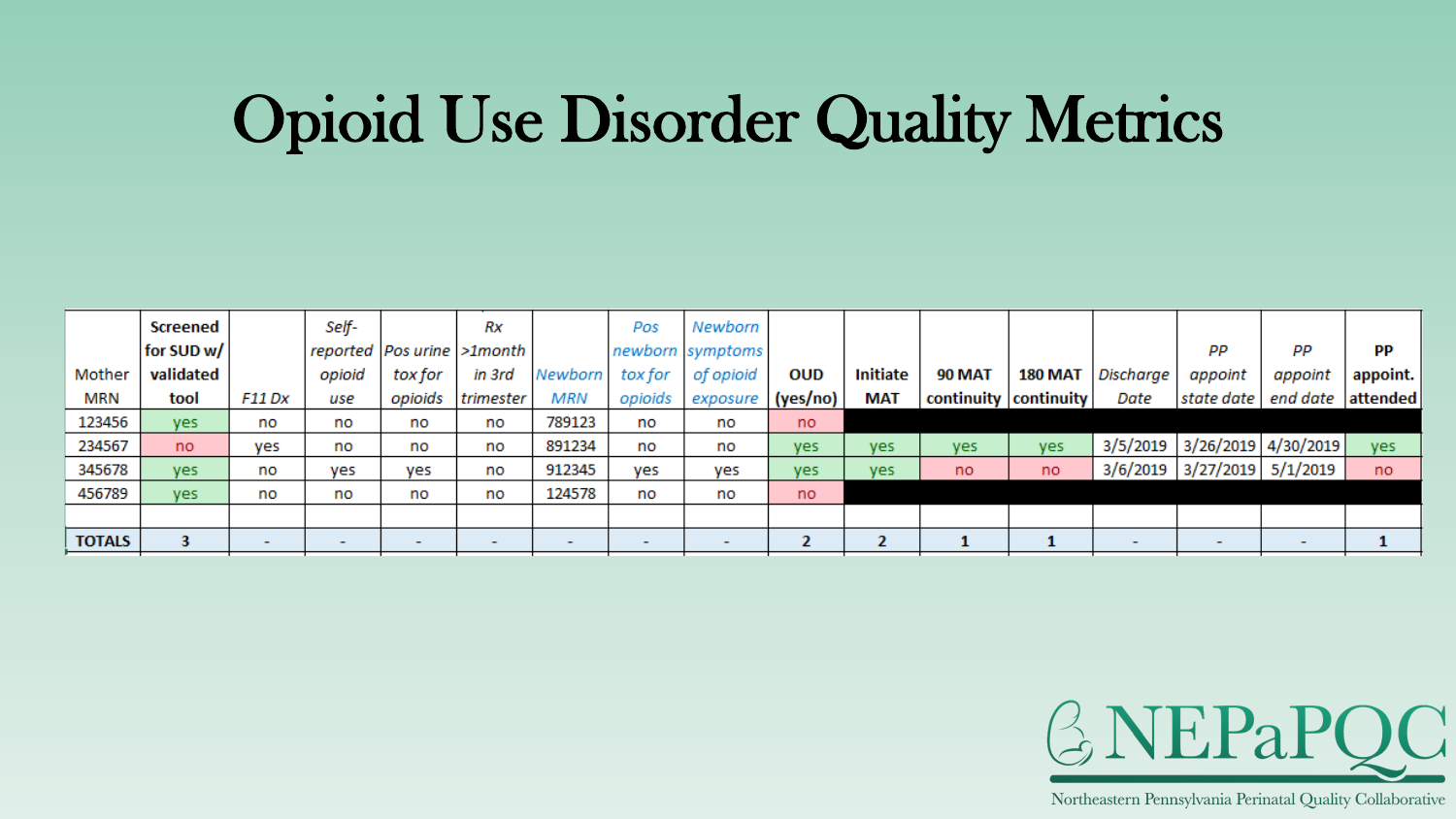# Opioid Use Disorder Quality Metrics

| Mother MRN | Screened for SUD w/ validated tool | F11 Dx | Self-reported opioid use | Pos urine tox for opioids | Rx >1month in 3rd trimester | Newborn MRN | Pos newborn tox for opioids | Newborn symptoms of opioid exposure | OUD (yes/no) | Initiate MAT | 90 MAT continuity | 180 MAT continuity | Discharge Date | PP appoint state date | PP appoint end date | PP appoint. attended |
|---|---|---|---|---|---|---|---|---|---|---|---|---|---|---|---|---|
| 123456 | yes | no | no | no | no | 789123 | no | no | no | | | | | | | |
| 234567 | no | yes | no | no | no | 891234 | no | no | yes | yes | yes | yes | 3/5/2019 | 3/26/2019 | 4/30/2019 | yes |
| 345678 | yes | no | yes | yes | no | 912345 | yes | yes | yes | yes | no | no | 3/6/2019 | 3/27/2019 | 5/1/2019 | no |
| 456789 | yes | no | no | no | no | 124578 | no | no | no | | | | | | | |
| | | | | | | | | | | | | | | | | |
| **TOTALS** | 3 | - | - | - | - | - | - | - | 2 | 2 | 1 | 1 | - | - | - | 1 |

NEPaPQC

Northeastern Pennsylvania Perinatal Quality Collaborative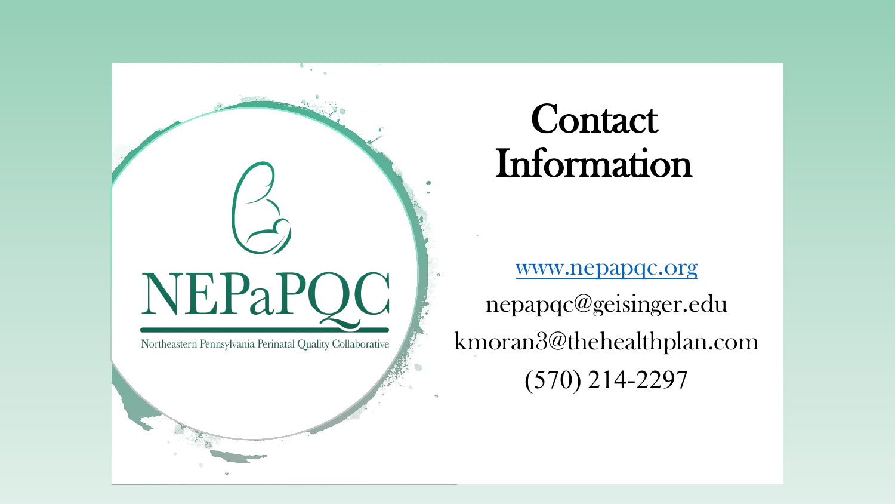NEPaPQC

Northeastern Pennsylvania Perinatal Quality Collaborative

# Contact Information

www.nepapqc.org

nepapqc@geisinger.edu

kmoran3@thehealthplan.com

(570) 214-2297